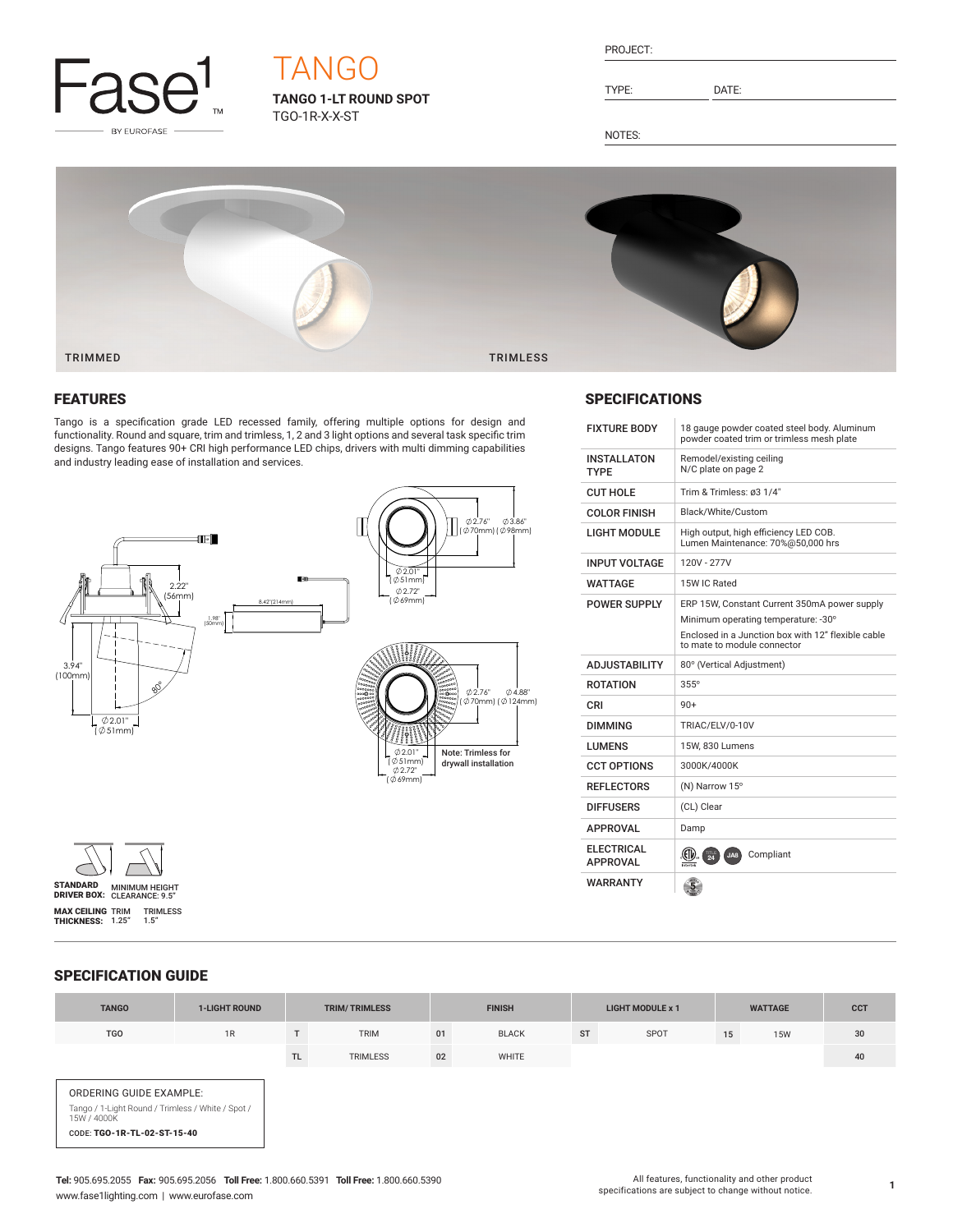Fase¹ BY EUROFASE

# TANGO

**TANGO 1-LT ROUND SPOT**
TGO-1R-X-X-ST

PROJECT:

TYPE: DATE:

NOTES:

TRIMMED TRIMLESS

## FEATURES

Tango is a specification grade LED recessed family, offering multiple options for design and functionality. Round and square, trim and trimless, 1, 2 and 3 light options and several task specific trim designs. Tango features 90+ CRI high performance LED chips, drivers with multi dimming capabilities and industry leading ease of installation and services.

2.22" (56mm)
8.42"(214mm)
1.98" (50mm)
3.94" (100mm)
80°
⌀2.01" [⌀51mm]
⌀2.76" [⌀70mm] ⌀3.86" [⌀98mm]
⌀2.01" [⌀51mm] ⌀2.72" [⌀69mm]
⌀2.76" [⌀70mm] ⌀4.88" [⌀124mm]
⌀2.01" [⌀51mm] ⌀2.72" [⌀69mm]

Note: Trimless for drywall installation

STANDARD DRIVER BOX: MINIMUM HEIGHT CLEARANCE: 9.5"

MAX CEILING THICKNESS: TRIM 1.25" TRIMLESS 1.5"

## SPECIFICATIONS

| | |
|---|---|
| FIXTURE BODY | 18 gauge powder coated steel body. Aluminum powder coated trim or trimless mesh plate |
| INSTALLATON TYPE | Remodel/existing ceiling<br>N/C plate on page 2 |
| CUT HOLE | Trim & Trimless: ø3 1/4" |
| COLOR FINISH | Black/White/Custom |
| LIGHT MODULE | High output, high efficiency LED COB.<br>Lumen Maintenance: 70%@50,000 hrs |
| INPUT VOLTAGE | 120V - 277V |
| WATTAGE | 15W IC Rated |
| POWER SUPPLY | ERP 15W, Constant Current 350mA power supply<br>Minimum operating temperature: -30°<br>Enclosed in a Junction box with 12" flexible cable to mate to module connector |
| ADJUSTABILITY | 80° (Vertical Adjustment) |
| ROTATION | 355° |
| CRI | 90+ |
| DIMMING | TRIAC/ELV/0-10V |
| LUMENS | 15W, 830 Lumens |
| CCT OPTIONS | 3000K/4000K |
| REFLECTORS | (N) Narrow 15° |
| DIFFUSERS | (CL) Clear |
| APPROVAL | Damp |
| ELECTRICAL APPROVAL | Compliant |
| WARRANTY | 5 |

## SPECIFICATION GUIDE

| TANGO | 1-LIGHT ROUND | TRIM/ TRIMLESS | | FINISH | | LIGHT MODULE x 1 | | WATTAGE | | CCT |
|---|---|---|---|---|---|---|---|---|---|---|
| TGO | 1R | T | TRIM | 01 | BLACK | ST | SPOT | 15 | 15W | 30 |
| | | TL | TRIMLESS | 02 | WHITE | | | | | 40 |

ORDERING GUIDE EXAMPLE:
Tango / 1-Light Round / Trimless / White / Spot / 15W / 4000K
CODE: **TGO-1R-TL-02-ST-15-40**

**Tel:** 905.695.2055 **Fax:** 905.695.2056 **Toll Free:** 1.800.660.5391 **Toll Free:** 1.800.660.5390
www.fase1lighting.com | www.eurofase.com

All features, functionality and other product specifications are subject to change without notice.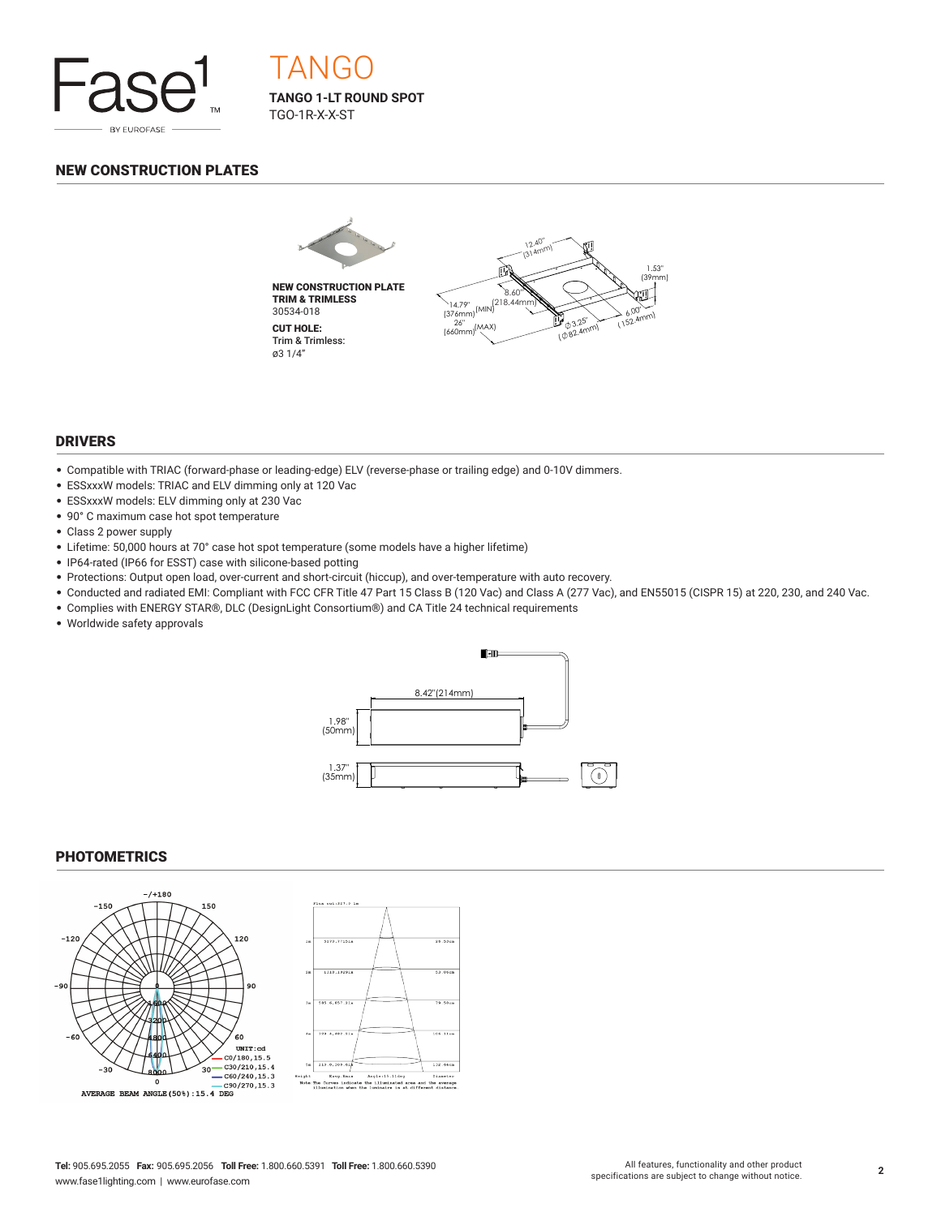# TANGO

**TANGO 1-LT ROUND SPOT**
TGO-1R-X-X-ST

## NEW CONSTRUCTION PLATES

**NEW CONSTRUCTION PLATE TRIM & TRIMLESS**
30534-018

**CUT HOLE:**
Trim & Trimless:
ø3 1/4"

12.40" (314mm)
1.53" (39mm)
8.60" (218.44mm)
14.79" (376mm) (MIN)
26" (660mm) (MAX)
Ø3.25" (Ø82.4mm)
6.00" (152.4mm)

## DRIVERS

- Compatible with TRIAC (forward-phase or leading-edge) ELV (reverse-phase or trailing edge) and 0-10V dimmers.
- ESSxxxW models: TRIAC and ELV dimming only at 120 Vac
- ESSxxxW models: ELV dimming only at 230 Vac
- 90° C maximum case hot spot temperature
- Class 2 power supply
- Lifetime: 50,000 hours at 70° case hot spot temperature (some models have a higher lifetime)
- IP64-rated (IP66 for ESST) case with silicone-based potting
- Protections: Output open load, over-current and short-circuit (hiccup), and over-temperature with auto recovery.
- Conducted and radiated EMI: Compliant with FCC CFR Title 47 Part 15 Class B (120 Vac) and Class A (277 Vac), and EN55015 (CISPR 15) at 220, 230, and 240 Vac.
- Complies with ENERGY STAR®, DLC (DesignLight Consortium®) and CA Title 24 technical requirements
- Worldwide safety approvals

8.42"(214mm)
1.98" (50mm)
1.37" (35mm)

## PHOTOMETRICS

-/+180
-150
150
-120
120
-90
90
-60
60
-30
30
0
1600
3200
4800
6400
8000
UNIT:cd
C0/180,15.5
C30/210,15.4
C60/240,15.3
C90/270,15.3
AVERAGE BEAM ANGLE(50%):15.4 DEG